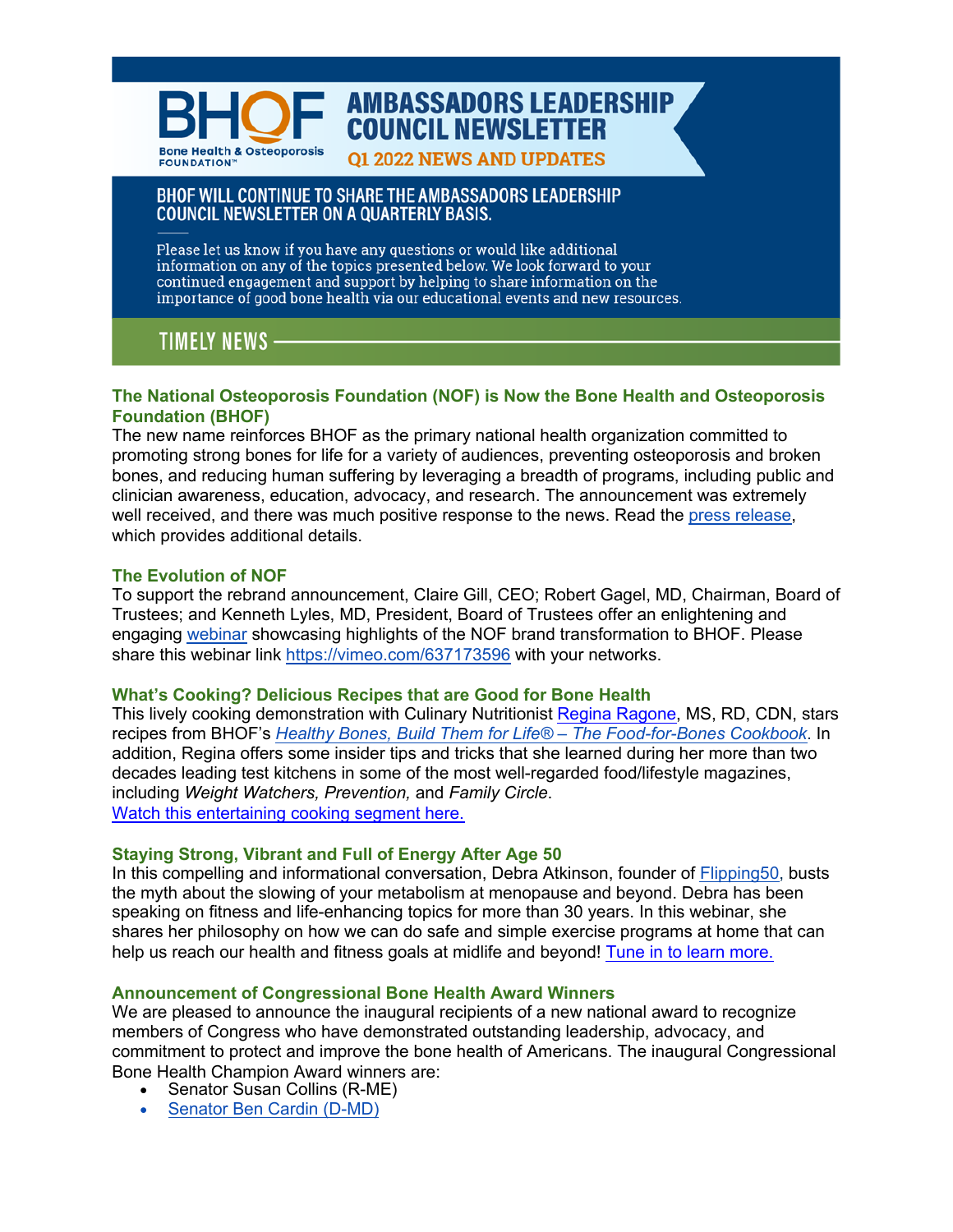# BHOF Bone Health & Osteoporosis FOUNDATION™

# AMBASSADORS LEADERSHIP COUNCIL NEWSLETTER

## Q1 2022 NEWS AND UPDATES

### BHOF WILL CONTINUE TO SHARE THE AMBASSADORS LEADERSHIP COUNCIL NEWSLETTER ON A QUARTERLY BASIS.

Please let us know if you have any questions or would like additional information on any of the topics presented below. We look forward to your continued engagement and support by helping to share information on the importance of good bone health via our educational events and new resources.

## TIMELY NEWS

### The National Osteoporosis Foundation (NOF) is Now the Bone Health and Osteoporosis Foundation (BHOF)

The new name reinforces BHOF as the primary national health organization committed to promoting strong bones for life for a variety of audiences, preventing osteoporosis and broken bones, and reducing human suffering by leveraging a breadth of programs, including public and clinician awareness, education, advocacy, and research. The announcement was extremely well received, and there was much positive response to the news. Read the press release, which provides additional details.

### The Evolution of NOF

To support the rebrand announcement, Claire Gill, CEO; Robert Gagel, MD, Chairman, Board of Trustees; and Kenneth Lyles, MD, President, Board of Trustees offer an enlightening and engaging webinar showcasing highlights of the NOF brand transformation to BHOF. Please share this webinar link https://vimeo.com/637173596 with your networks.

### What's Cooking? Delicious Recipes that are Good for Bone Health

This lively cooking demonstration with Culinary Nutritionist Regina Ragone, MS, RD, CDN, stars recipes from BHOF's *Healthy Bones, Build Them for Life® – The Food-for-Bones Cookbook*. In addition, Regina offers some insider tips and tricks that she learned during her more than two decades leading test kitchens in some of the most well-regarded food/lifestyle magazines, including *Weight Watchers, Prevention,* and *Family Circle*.
Watch this entertaining cooking segment here.

### Staying Strong, Vibrant and Full of Energy After Age 50

In this compelling and informational conversation, Debra Atkinson, founder of Flipping50, busts the myth about the slowing of your metabolism at menopause and beyond. Debra has been speaking on fitness and life-enhancing topics for more than 30 years. In this webinar, she shares her philosophy on how we can do safe and simple exercise programs at home that can help us reach our health and fitness goals at midlife and beyond! Tune in to learn more.

### Announcement of Congressional Bone Health Award Winners

We are pleased to announce the inaugural recipients of a new national award to recognize members of Congress who have demonstrated outstanding leadership, advocacy, and commitment to protect and improve the bone health of Americans. The inaugural Congressional Bone Health Champion Award winners are:

- Senator Susan Collins (R-ME)
- Senator Ben Cardin (D-MD)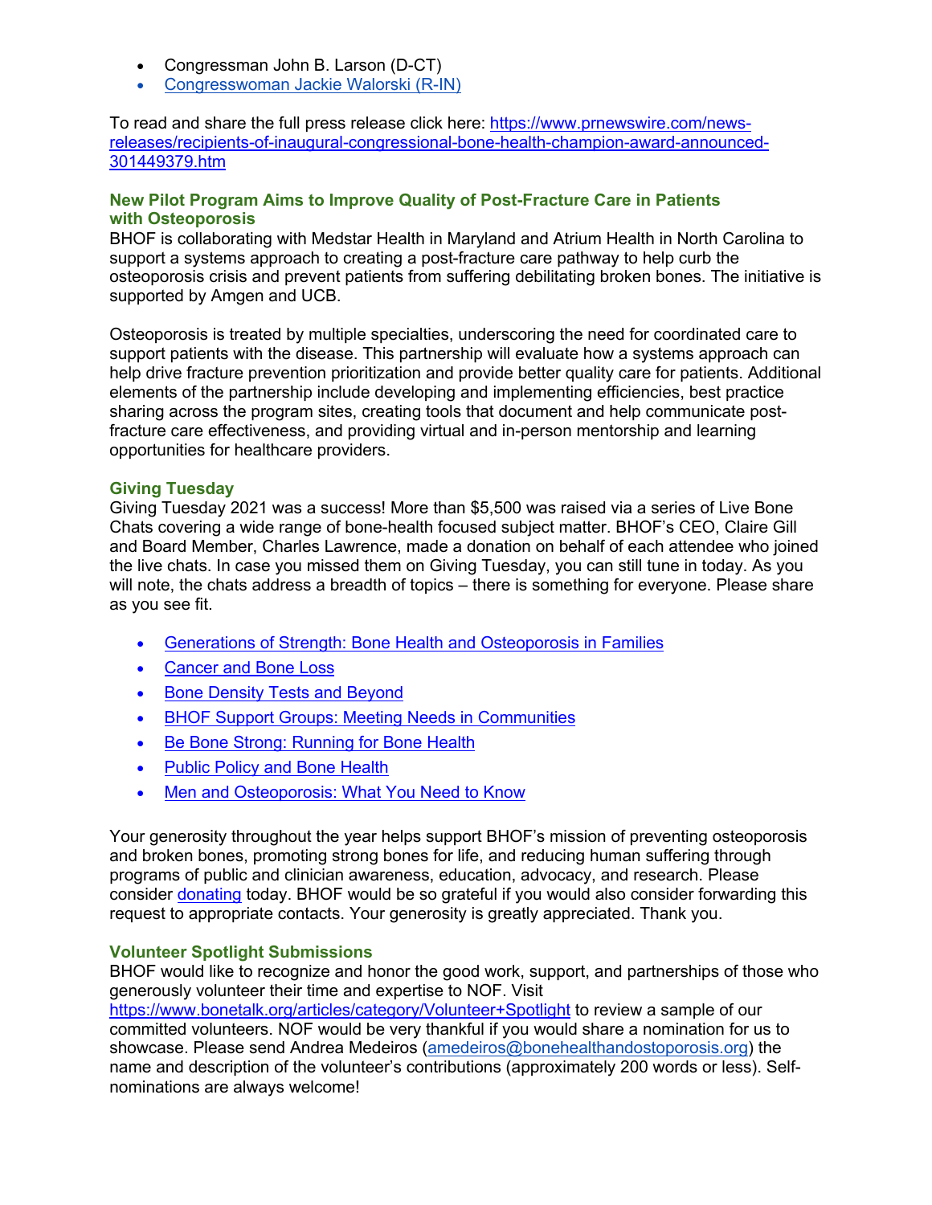- Congressman John B. Larson (D-CT)
- [Congresswoman Jackie Walorski (R-IN)]()

To read and share the full press release click here: [https://www.prnewswire.com/news-releases/recipients-of-inaugural-congressional-bone-health-champion-award-announced-301449379.htm](https://www.prnewswire.com/news-releases/recipients-of-inaugural-congressional-bone-health-champion-award-announced-301449379.htm)

### New Pilot Program Aims to Improve Quality of Post-Fracture Care in Patients with Osteoporosis

BHOF is collaborating with Medstar Health in Maryland and Atrium Health in North Carolina to support a systems approach to creating a post-fracture care pathway to help curb the osteoporosis crisis and prevent patients from suffering debilitating broken bones. The initiative is supported by Amgen and UCB.

Osteoporosis is treated by multiple specialties, underscoring the need for coordinated care to support patients with the disease. This partnership will evaluate how a systems approach can help drive fracture prevention prioritization and provide better quality care for patients. Additional elements of the partnership include developing and implementing efficiencies, best practice sharing across the program sites, creating tools that document and help communicate post-fracture care effectiveness, and providing virtual and in-person mentorship and learning opportunities for healthcare providers.

### Giving Tuesday

Giving Tuesday 2021 was a success! More than $5,500 was raised via a series of Live Bone Chats covering a wide range of bone-health focused subject matter. BHOF's CEO, Claire Gill and Board Member, Charles Lawrence, made a donation on behalf of each attendee who joined the live chats. In case you missed them on Giving Tuesday, you can still tune in today. As you will note, the chats address a breadth of topics – there is something for everyone. Please share as you see fit.

- [Generations of Strength: Bone Health and Osteoporosis in Families]()
- [Cancer and Bone Loss]()
- [Bone Density Tests and Beyond]()
- [BHOF Support Groups: Meeting Needs in Communities]()
- [Be Bone Strong: Running for Bone Health]()
- [Public Policy and Bone Health]()
- [Men and Osteoporosis: What You Need to Know]()

Your generosity throughout the year helps support BHOF's mission of preventing osteoporosis and broken bones, promoting strong bones for life, and reducing human suffering through programs of public and clinician awareness, education, advocacy, and research. Please consider [donating]() today. BHOF would be so grateful if you would also consider forwarding this request to appropriate contacts. Your generosity is greatly appreciated. Thank you.

### Volunteer Spotlight Submissions

BHOF would like to recognize and honor the good work, support, and partnerships of those who generously volunteer their time and expertise to NOF. Visit [https://www.bonetalk.org/articles/category/Volunteer+Spotlight](https://www.bonetalk.org/articles/category/Volunteer+Spotlight) to review a sample of our committed volunteers. NOF would be very thankful if you would share a nomination for us to showcase. Please send Andrea Medeiros ([amedeiros@bonehealthandostoporosis.org](mailto:amedeiros@bonehealthandostoporosis.org)) the name and description of the volunteer's contributions (approximately 200 words or less). Self-nominations are always welcome!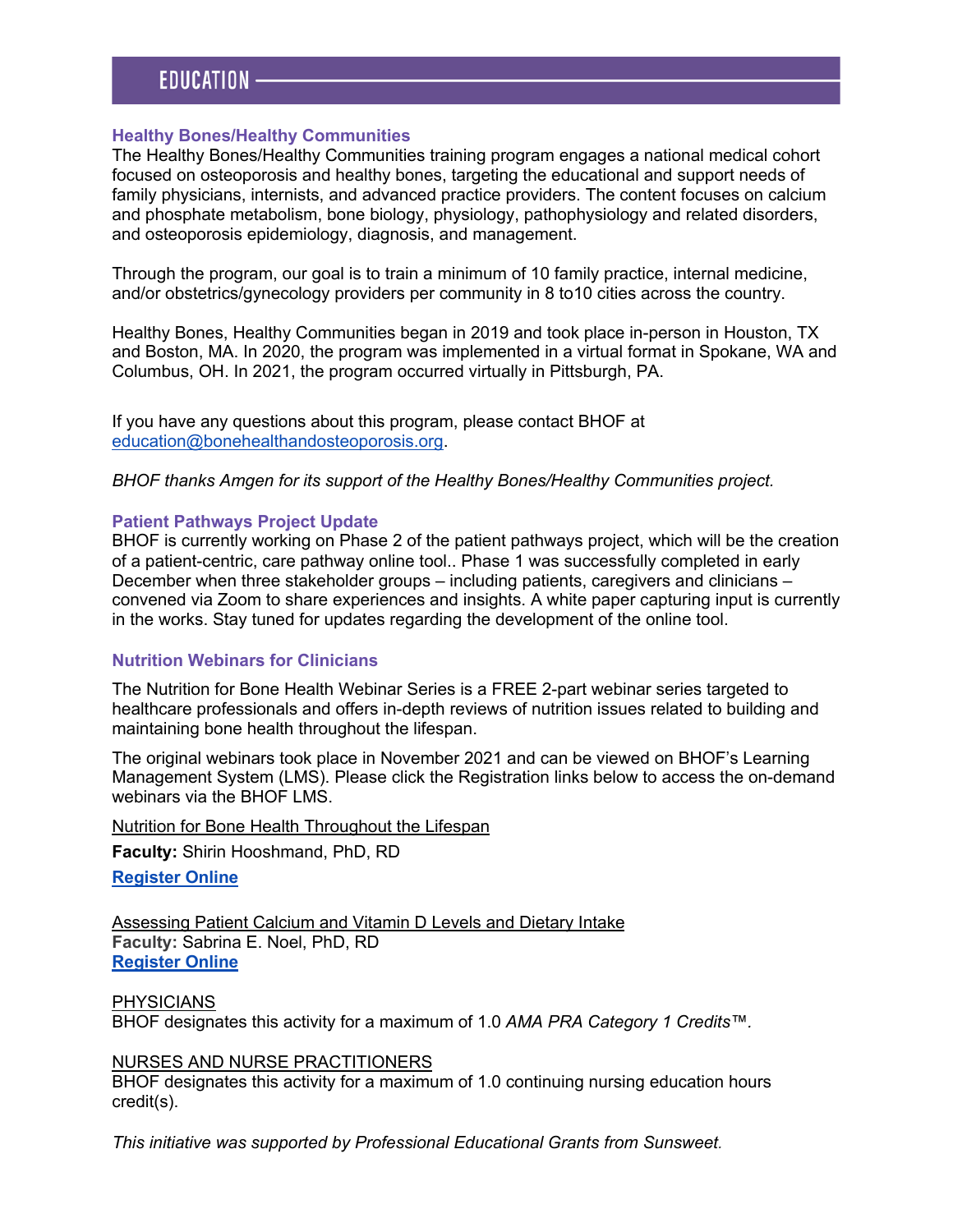# EDUCATION

### Healthy Bones/Healthy Communities

The Healthy Bones/Healthy Communities training program engages a national medical cohort focused on osteoporosis and healthy bones, targeting the educational and support needs of family physicians, internists, and advanced practice providers. The content focuses on calcium and phosphate metabolism, bone biology, physiology, pathophysiology and related disorders, and osteoporosis epidemiology, diagnosis, and management.

Through the program, our goal is to train a minimum of 10 family practice, internal medicine, and/or obstetrics/gynecology providers per community in 8 to10 cities across the country.

Healthy Bones, Healthy Communities began in 2019 and took place in-person in Houston, TX and Boston, MA. In 2020, the program was implemented in a virtual format in Spokane, WA and Columbus, OH. In 2021, the program occurred virtually in Pittsburgh, PA.

If you have any questions about this program, please contact BHOF at education@bonehealthandosteoporosis.org.

*BHOF thanks Amgen for its support of the Healthy Bones/Healthy Communities project.*

### Patient Pathways Project Update

BHOF is currently working on Phase 2 of the patient pathways project, which will be the creation of a patient-centric, care pathway online tool.. Phase 1 was successfully completed in early December when three stakeholder groups – including patients, caregivers and clinicians – convened via Zoom to share experiences and insights. A white paper capturing input is currently in the works. Stay tuned for updates regarding the development of the online tool.

### Nutrition Webinars for Clinicians

The Nutrition for Bone Health Webinar Series is a FREE 2-part webinar series targeted to healthcare professionals and offers in-depth reviews of nutrition issues related to building and maintaining bone health throughout the lifespan.

The original webinars took place in November 2021 and can be viewed on BHOF's Learning Management System (LMS). Please click the Registration links below to access the on-demand webinars via the BHOF LMS.

Nutrition for Bone Health Throughout the Lifespan

**Faculty:** Shirin Hooshmand, PhD, RD

**Register Online**

Assessing Patient Calcium and Vitamin D Levels and Dietary Intake

**Faculty:** Sabrina E. Noel, PhD, RD

**Register Online**

PHYSICIANS

BHOF designates this activity for a maximum of 1.0 *AMA PRA Category 1 Credits™*.

NURSES AND NURSE PRACTITIONERS

BHOF designates this activity for a maximum of 1.0 continuing nursing education hours credit(s).

*This initiative was supported by Professional Educational Grants from Sunsweet.*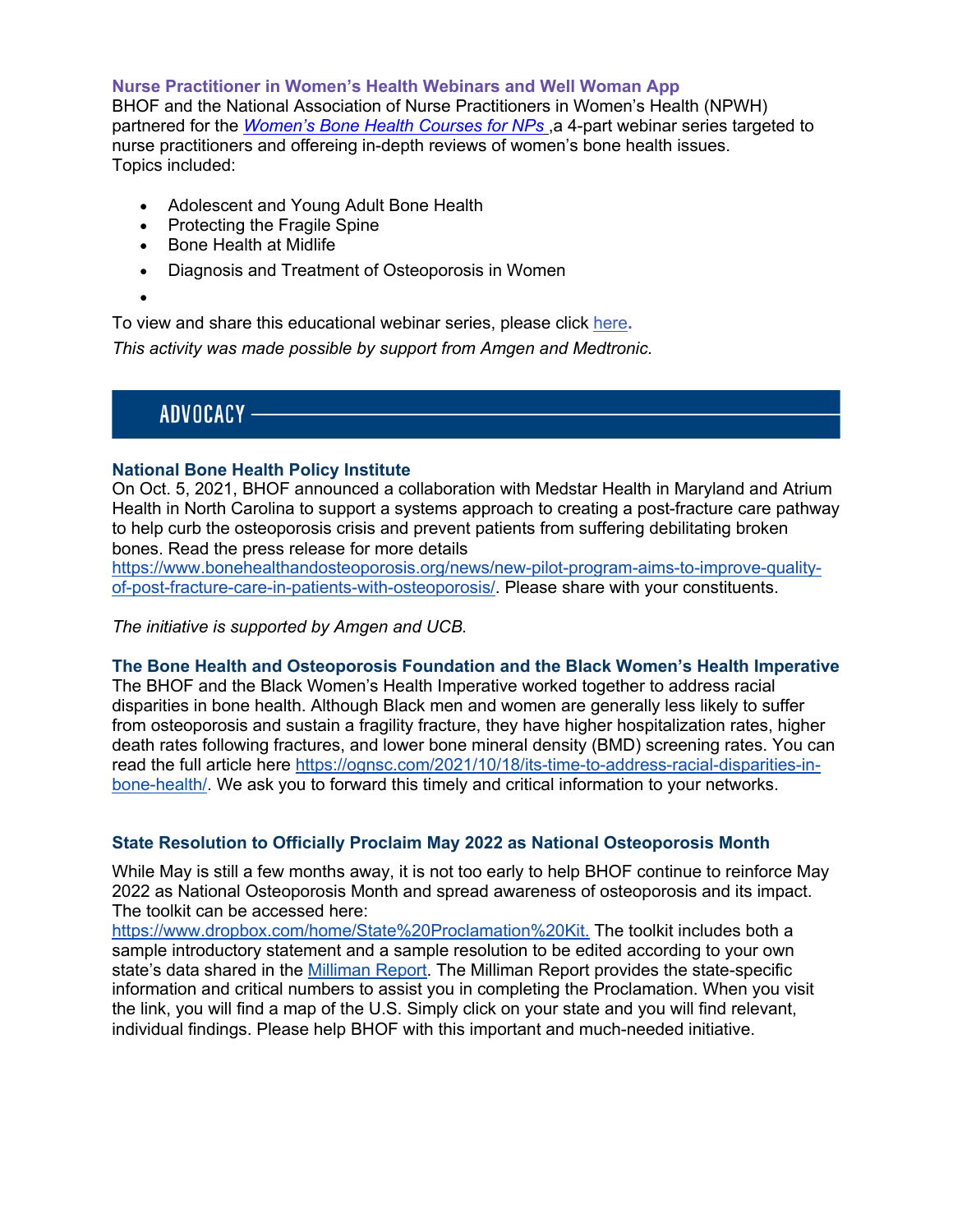### Nurse Practitioner in Women's Health Webinars and Well Woman App

BHOF and the National Association of Nurse Practitioners in Women's Health (NPWH) partnered for the *Women's Bone Health Courses for NPs* ,a 4-part webinar series targeted to nurse practitioners and offereing in-depth reviews of women's bone health issues. Topics included:

- Adolescent and Young Adult Bone Health
- Protecting the Fragile Spine
- Bone Health at Midlife
- Diagnosis and Treatment of Osteoporosis in Women

To view and share this educational webinar series, please click here.

*This activity was made possible by support from Amgen and Medtronic.*

## ADVOCACY

### National Bone Health Policy Institute

On Oct. 5, 2021, BHOF announced a collaboration with Medstar Health in Maryland and Atrium Health in North Carolina to support a systems approach to creating a post-fracture care pathway to help curb the osteoporosis crisis and prevent patients from suffering debilitating broken bones. Read the press release for more details https://www.bonehealthandosteoporosis.org/news/new-pilot-program-aims-to-improve-quality-of-post-fracture-care-in-patients-with-osteoporosis/. Please share with your constituents.

*The initiative is supported by Amgen and UCB.*

### The Bone Health and Osteoporosis Foundation and the Black Women's Health Imperative

The BHOF and the Black Women's Health Imperative worked together to address racial disparities in bone health. Although Black men and women are generally less likely to suffer from osteoporosis and sustain a fragility fracture, they have higher hospitalization rates, higher death rates following fractures, and lower bone mineral density (BMD) screening rates. You can read the full article here https://ognsc.com/2021/10/18/its-time-to-address-racial-disparities-in-bone-health/. We ask you to forward this timely and critical information to your networks.

### State Resolution to Officially Proclaim May 2022 as National Osteoporosis Month

While May is still a few months away, it is not too early to help BHOF continue to reinforce May 2022 as National Osteoporosis Month and spread awareness of osteoporosis and its impact. The toolkit can be accessed here: https://www.dropbox.com/home/State%20Proclamation%20Kit. The toolkit includes both a sample introductory statement and a sample resolution to be edited according to your own state's data shared in the Milliman Report. The Milliman Report provides the state-specific information and critical numbers to assist you in completing the Proclamation. When you visit the link, you will find a map of the U.S. Simply click on your state and you will find relevant, individual findings. Please help BHOF with this important and much-needed initiative.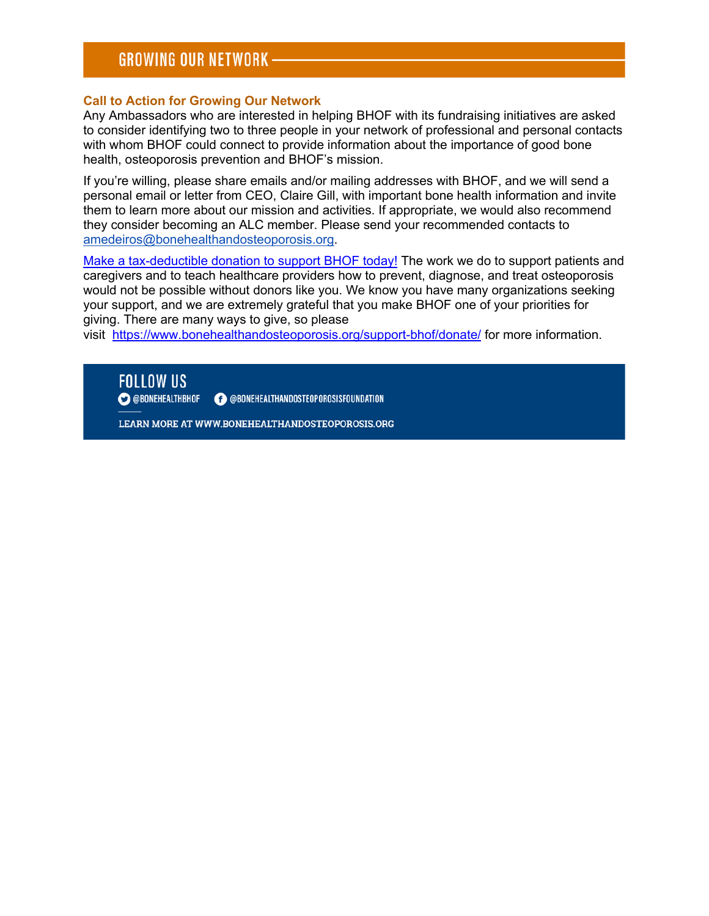## GROWING OUR NETWORK

### Call to Action for Growing Our Network

Any Ambassadors who are interested in helping BHOF with its fundraising initiatives are asked to consider identifying two to three people in your network of professional and personal contacts with whom BHOF could connect to provide information about the importance of good bone health, osteoporosis prevention and BHOF's mission.

If you're willing, please share emails and/or mailing addresses with BHOF, and we will send a personal email or letter from CEO, Claire Gill, with important bone health information and invite them to learn more about our mission and activities. If appropriate, we would also recommend they consider becoming an ALC member. Please send your recommended contacts to amedeiros@bonehealthandosteoporosis.org.

Make a tax-deductible donation to support BHOF today! The work we do to support patients and caregivers and to teach healthcare providers how to prevent, diagnose, and treat osteoporosis would not be possible without donors like you. We know you have many organizations seeking your support, and we are extremely grateful that you make BHOF one of your priorities for giving. There are many ways to give, so please visit https://www.bonehealthandosteoporosis.org/support-bhof/donate/ for more information.

**FOLLOW US**

@BONEHEALTHBHOF @BONEHEALTHANDOSTEOPOROSISFOUNDATION

LEARN MORE AT WWW.BONEHEALTHANDOSTEOPOROSIS.ORG